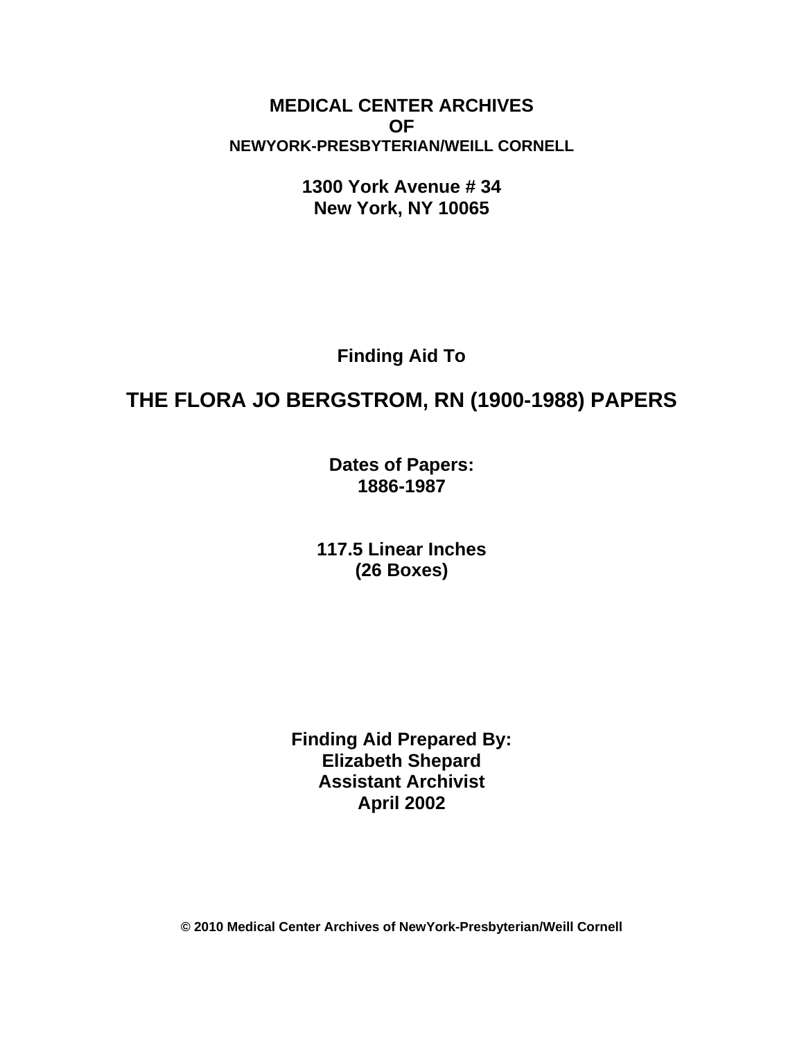**MEDICAL CENTER ARCHIVES**
**OF**
**NEWYORK-PRESBYTERIAN/WEILL CORNELL**

**1300 York Avenue # 34**
**New York, NY 10065**

**Finding Aid To**

# THE FLORA JO BERGSTROM, RN (1900-1988) PAPERS

**Dates of Papers:**
**1886-1987**

**117.5 Linear Inches**
**(26 Boxes)**

**Finding Aid Prepared By:**
**Elizabeth Shepard**
**Assistant Archivist**
**April 2002**

**© 2010 Medical Center Archives of NewYork-Presbyterian/Weill Cornell**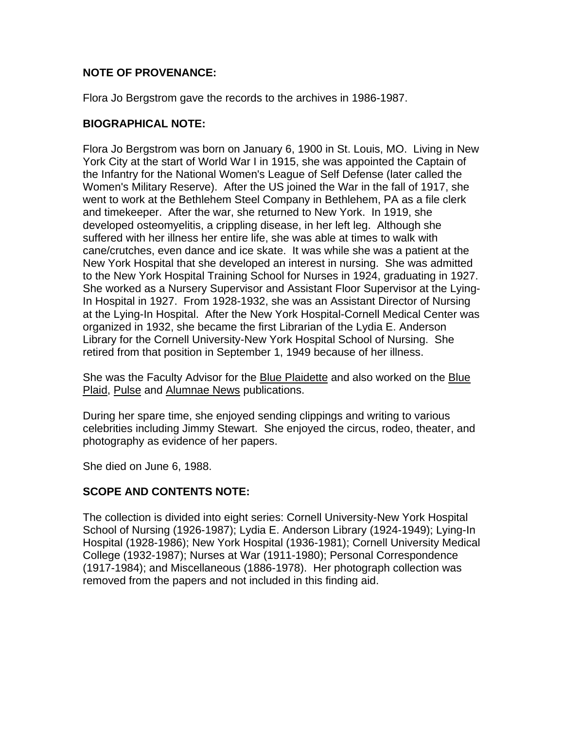**NOTE OF PROVENANCE:**

Flora Jo Bergstrom gave the records to the archives in 1986-1987.

**BIOGRAPHICAL NOTE:**

Flora Jo Bergstrom was born on January 6, 1900 in St. Louis, MO. Living in New York City at the start of World War I in 1915, she was appointed the Captain of the Infantry for the National Women's League of Self Defense (later called the Women's Military Reserve). After the US joined the War in the fall of 1917, she went to work at the Bethlehem Steel Company in Bethlehem, PA as a file clerk and timekeeper. After the war, she returned to New York. In 1919, she developed osteomyelitis, a crippling disease, in her left leg. Although she suffered with her illness her entire life, she was able at times to walk with cane/crutches, even dance and ice skate. It was while she was a patient at the New York Hospital that she developed an interest in nursing. She was admitted to the New York Hospital Training School for Nurses in 1924, graduating in 1927. She worked as a Nursery Supervisor and Assistant Floor Supervisor at the Lying-In Hospital in 1927. From 1928-1932, she was an Assistant Director of Nursing at the Lying-In Hospital. After the New York Hospital-Cornell Medical Center was organized in 1932, she became the first Librarian of the Lydia E. Anderson Library for the Cornell University-New York Hospital School of Nursing. She retired from that position in September 1, 1949 because of her illness.

She was the Faculty Advisor for the Blue Plaidette and also worked on the Blue Plaid, Pulse and Alumnae News publications.

During her spare time, she enjoyed sending clippings and writing to various celebrities including Jimmy Stewart. She enjoyed the circus, rodeo, theater, and photography as evidence of her papers.

She died on June 6, 1988.

**SCOPE AND CONTENTS NOTE:**

The collection is divided into eight series: Cornell University-New York Hospital School of Nursing (1926-1987); Lydia E. Anderson Library (1924-1949); Lying-In Hospital (1928-1986); New York Hospital (1936-1981); Cornell University Medical College (1932-1987); Nurses at War (1911-1980); Personal Correspondence (1917-1984); and Miscellaneous (1886-1978). Her photograph collection was removed from the papers and not included in this finding aid.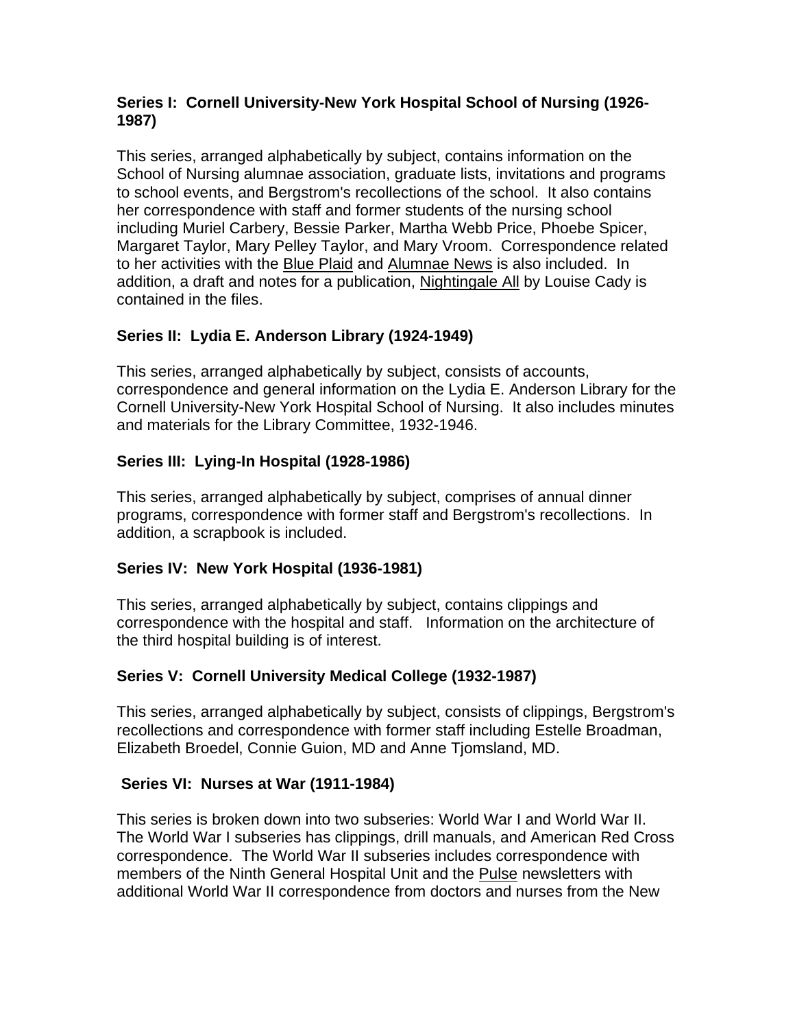### Series I: Cornell University-New York Hospital School of Nursing (1926-1987)

This series, arranged alphabetically by subject, contains information on the School of Nursing alumnae association, graduate lists, invitations and programs to school events, and Bergstrom's recollections of the school. It also contains her correspondence with staff and former students of the nursing school including Muriel Carbery, Bessie Parker, Martha Webb Price, Phoebe Spicer, Margaret Taylor, Mary Pelley Taylor, and Mary Vroom. Correspondence related to her activities with the Blue Plaid and Alumnae News is also included. In addition, a draft and notes for a publication, Nightingale All by Louise Cady is contained in the files.

### Series II: Lydia E. Anderson Library (1924-1949)

This series, arranged alphabetically by subject, consists of accounts, correspondence and general information on the Lydia E. Anderson Library for the Cornell University-New York Hospital School of Nursing. It also includes minutes and materials for the Library Committee, 1932-1946.

### Series III: Lying-In Hospital (1928-1986)

This series, arranged alphabetically by subject, comprises of annual dinner programs, correspondence with former staff and Bergstrom's recollections. In addition, a scrapbook is included.

### Series IV: New York Hospital (1936-1981)

This series, arranged alphabetically by subject, contains clippings and correspondence with the hospital and staff. Information on the architecture of the third hospital building is of interest.

### Series V: Cornell University Medical College (1932-1987)

This series, arranged alphabetically by subject, consists of clippings, Bergstrom's recollections and correspondence with former staff including Estelle Broadman, Elizabeth Broedel, Connie Guion, MD and Anne Tjomsland, MD.

### Series VI: Nurses at War (1911-1984)

This series is broken down into two subseries: World War I and World War II. The World War I subseries has clippings, drill manuals, and American Red Cross correspondence. The World War II subseries includes correspondence with members of the Ninth General Hospital Unit and the Pulse newsletters with additional World War II correspondence from doctors and nurses from the New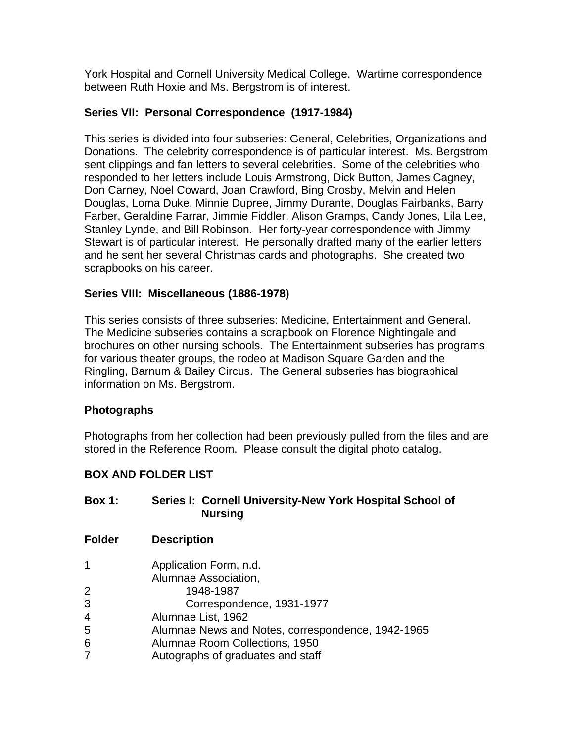York Hospital and Cornell University Medical College. Wartime correspondence between Ruth Hoxie and Ms. Bergstrom is of interest.

**Series VII: Personal Correspondence (1917-1984)**

This series is divided into four subseries: General, Celebrities, Organizations and Donations. The celebrity correspondence is of particular interest. Ms. Bergstrom sent clippings and fan letters to several celebrities. Some of the celebrities who responded to her letters include Louis Armstrong, Dick Button, James Cagney, Don Carney, Noel Coward, Joan Crawford, Bing Crosby, Melvin and Helen Douglas, Loma Duke, Minnie Dupree, Jimmy Durante, Douglas Fairbanks, Barry Farber, Geraldine Farrar, Jimmie Fiddler, Alison Gramps, Candy Jones, Lila Lee, Stanley Lynde, and Bill Robinson. Her forty-year correspondence with Jimmy Stewart is of particular interest. He personally drafted many of the earlier letters and he sent her several Christmas cards and photographs. She created two scrapbooks on his career.

**Series VIII: Miscellaneous (1886-1978)**

This series consists of three subseries: Medicine, Entertainment and General. The Medicine subseries contains a scrapbook on Florence Nightingale and brochures on other nursing schools. The Entertainment subseries has programs for various theater groups, the rodeo at Madison Square Garden and the Ringling, Barnum & Bailey Circus. The General subseries has biographical information on Ms. Bergstrom.

**Photographs**

Photographs from her collection had been previously pulled from the files and are stored in the Reference Room. Please consult the digital photo catalog.

**BOX AND FOLDER LIST**

**Box 1: Series I: Cornell University-New York Hospital School of Nursing**

| Folder | Description |
| --- | --- |
| 1 | Application Form, n.d. |
| | Alumnae Association, |
| 2 | 1948-1987 |
| 3 | Correspondence, 1931-1977 |
| 4 | Alumnae List, 1962 |
| 5 | Alumnae News and Notes, correspondence, 1942-1965 |
| 6 | Alumnae Room Collections, 1950 |
| 7 | Autographs of graduates and staff |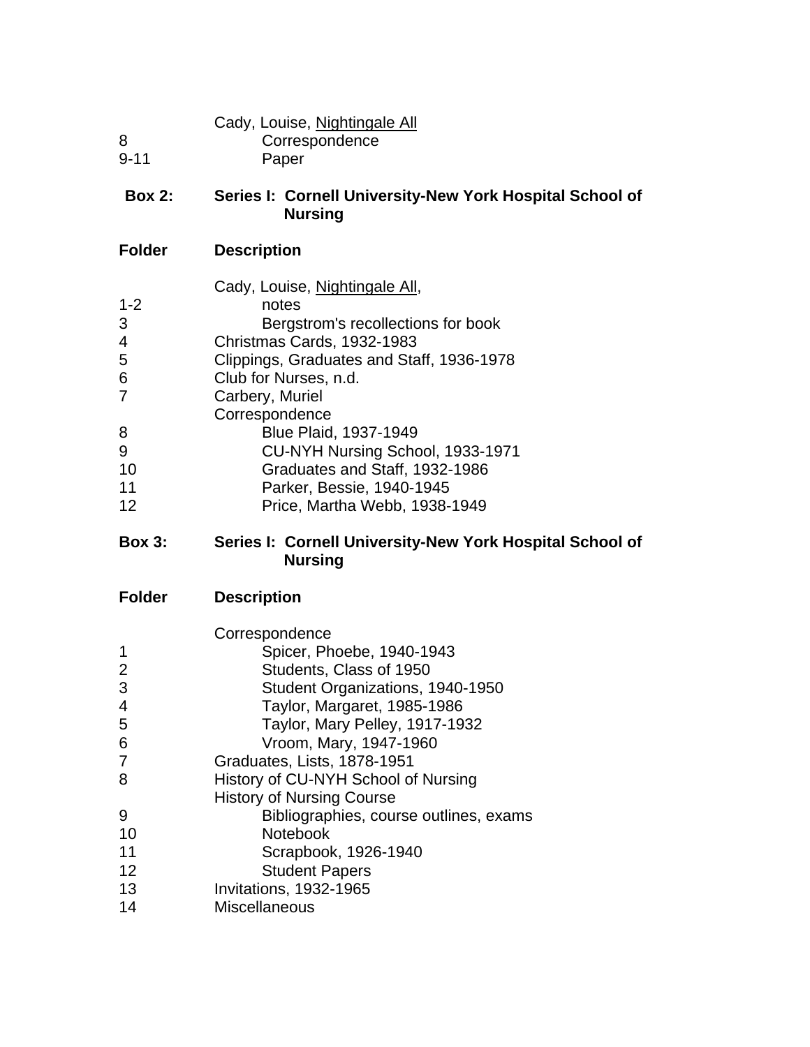| | |
|---|---|
| | Cady, Louise, <u>Nightingale All</u> |
| 8 | Correspondence |
| 9-11 | Paper |

**Box 2: Series I: Cornell University-New York Hospital School of Nursing**

| Folder | Description |
|---|---|
| | Cady, Louise, <u>Nightingale All</u>, |
| 1-2 | notes |
| 3 | Bergstrom's recollections for book |
| 4 | Christmas Cards, 1932-1983 |
| 5 | Clippings, Graduates and Staff, 1936-1978 |
| 6 | Club for Nurses, n.d. |
| 7 | Carbery, Muriel |
| | Correspondence |
| 8 | Blue Plaid, 1937-1949 |
| 9 | CU-NYH Nursing School, 1933-1971 |
| 10 | Graduates and Staff, 1932-1986 |
| 11 | Parker, Bessie, 1940-1945 |
| 12 | Price, Martha Webb, 1938-1949 |

**Box 3: Series I: Cornell University-New York Hospital School of Nursing**

| Folder | Description |
|---|---|
| | Correspondence |
| 1 | Spicer, Phoebe, 1940-1943 |
| 2 | Students, Class of 1950 |
| 3 | Student Organizations, 1940-1950 |
| 4 | Taylor, Margaret, 1985-1986 |
| 5 | Taylor, Mary Pelley, 1917-1932 |
| 6 | Vroom, Mary, 1947-1960 |
| 7 | Graduates, Lists, 1878-1951 |
| 8 | History of CU-NYH School of Nursing |
| | History of Nursing Course |
| 9 | Bibliographies, course outlines, exams |
| 10 | Notebook |
| 11 | Scrapbook, 1926-1940 |
| 12 | Student Papers |
| 13 | Invitations, 1932-1965 |
| 14 | Miscellaneous |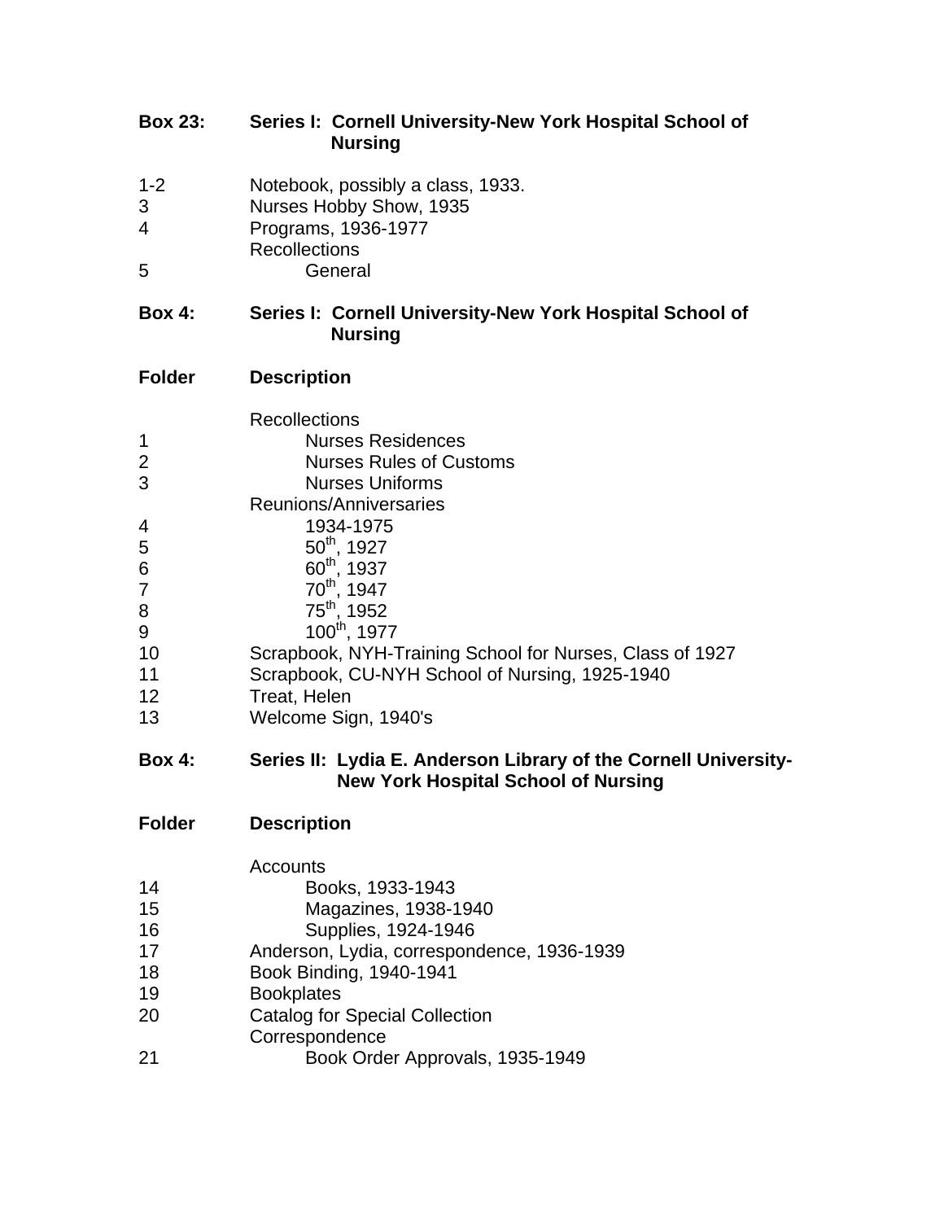**Box 23: Series I: Cornell University-New York Hospital School of Nursing**

| | |
|---|---|
| 1-2 | Notebook, possibly a class, 1933. |
| 3 | Nurses Hobby Show, 1935 |
| 4 | Programs, 1936-1977 |
| | Recollections |
| 5 | General |

**Box 4: Series I: Cornell University-New York Hospital School of Nursing**

| Folder | Description |
|---|---|
| | Recollections |
| 1 | Nurses Residences |
| 2 | Nurses Rules of Customs |
| 3 | Nurses Uniforms |
| | Reunions/Anniversaries |
| 4 | 1934-1975 |
| 5 | 50th, 1927 |
| 6 | 60th, 1937 |
| 7 | 70th, 1947 |
| 8 | 75th, 1952 |
| 9 | 100th, 1977 |
| 10 | Scrapbook, NYH-Training School for Nurses, Class of 1927 |
| 11 | Scrapbook, CU-NYH School of Nursing, 1925-1940 |
| 12 | Treat, Helen |
| 13 | Welcome Sign, 1940's |

**Box 4: Series II: Lydia E. Anderson Library of the Cornell University-New York Hospital School of Nursing**

| Folder | Description |
|---|---|
| | Accounts |
| 14 | Books, 1933-1943 |
| 15 | Magazines, 1938-1940 |
| 16 | Supplies, 1924-1946 |
| 17 | Anderson, Lydia, correspondence, 1936-1939 |
| 18 | Book Binding, 1940-1941 |
| 19 | Bookplates |
| 20 | Catalog for Special Collection |
| | Correspondence |
| 21 | Book Order Approvals, 1935-1949 |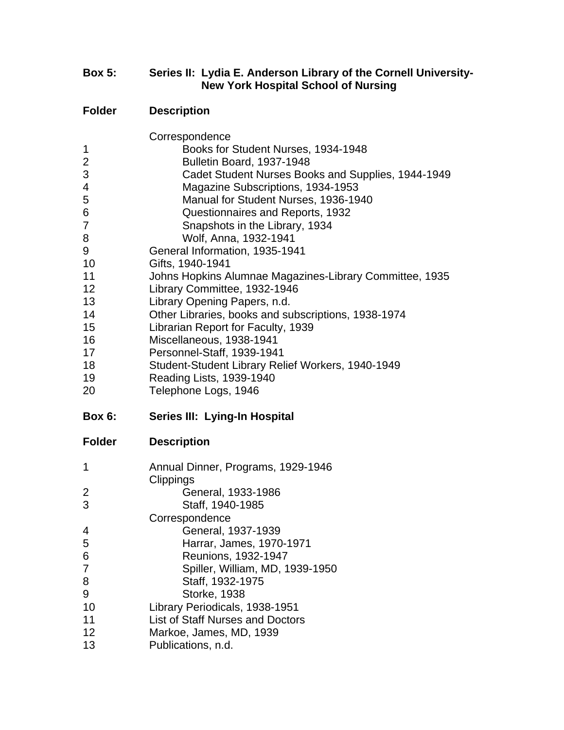**Box 5: Series II: Lydia E. Anderson Library of the Cornell University-New York Hospital School of Nursing**

| Folder | Description |
| --- | --- |
| | Correspondence |
| 1 | Books for Student Nurses, 1934-1948 |
| 2 | Bulletin Board, 1937-1948 |
| 3 | Cadet Student Nurses Books and Supplies, 1944-1949 |
| 4 | Magazine Subscriptions, 1934-1953 |
| 5 | Manual for Student Nurses, 1936-1940 |
| 6 | Questionnaires and Reports, 1932 |
| 7 | Snapshots in the Library, 1934 |
| 8 | Wolf, Anna, 1932-1941 |
| 9 | General Information, 1935-1941 |
| 10 | Gifts, 1940-1941 |
| 11 | Johns Hopkins Alumnae Magazines-Library Committee, 1935 |
| 12 | Library Committee, 1932-1946 |
| 13 | Library Opening Papers, n.d. |
| 14 | Other Libraries, books and subscriptions, 1938-1974 |
| 15 | Librarian Report for Faculty, 1939 |
| 16 | Miscellaneous, 1938-1941 |
| 17 | Personnel-Staff, 1939-1941 |
| 18 | Student-Student Library Relief Workers, 1940-1949 |
| 19 | Reading Lists, 1939-1940 |
| 20 | Telephone Logs, 1946 |

**Box 6: Series III: Lying-In Hospital**

| Folder | Description |
| --- | --- |
| 1 | Annual Dinner, Programs, 1929-1946 |
| | Clippings |
| 2 | General, 1933-1986 |
| 3 | Staff, 1940-1985 |
| | Correspondence |
| 4 | General, 1937-1939 |
| 5 | Harrar, James, 1970-1971 |
| 6 | Reunions, 1932-1947 |
| 7 | Spiller, William, MD, 1939-1950 |
| 8 | Staff, 1932-1975 |
| 9 | Storke, 1938 |
| 10 | Library Periodicals, 1938-1951 |
| 11 | List of Staff Nurses and Doctors |
| 12 | Markoe, James, MD, 1939 |
| 13 | Publications, n.d. |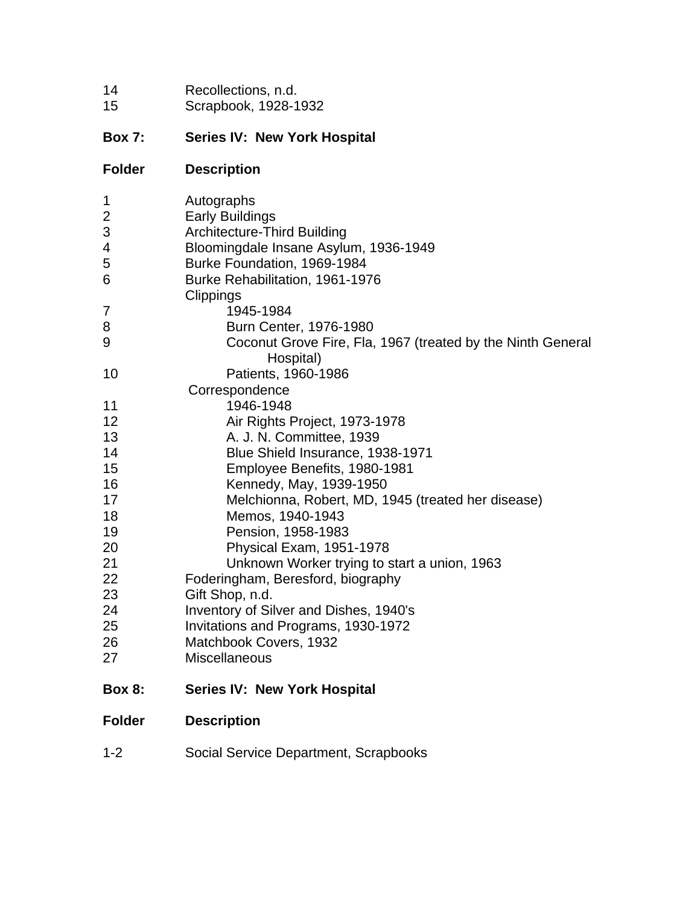| Folder | Description |
|---|---|
| 14 | Recollections, n.d. |
| 15 | Scrapbook, 1928-1932 |

**Box 7: Series IV: New York Hospital**

| Folder | Description |
|---|---|
| 1 | Autographs |
| 2 | Early Buildings |
| 3 | Architecture-Third Building |
| 4 | Bloomingdale Insane Asylum, 1936-1949 |
| 5 | Burke Foundation, 1969-1984 |
| 6 | Burke Rehabilitation, 1961-1976 |
| | Clippings |
| 7 | 1945-1984 |
| 8 | Burn Center, 1976-1980 |
| 9 | Coconut Grove Fire, Fla, 1967 (treated by the Ninth General Hospital) |
| 10 | Patients, 1960-1986 |
| | Correspondence |
| 11 | 1946-1948 |
| 12 | Air Rights Project, 1973-1978 |
| 13 | A. J. N. Committee, 1939 |
| 14 | Blue Shield Insurance, 1938-1971 |
| 15 | Employee Benefits, 1980-1981 |
| 16 | Kennedy, May, 1939-1950 |
| 17 | Melchionna, Robert, MD, 1945 (treated her disease) |
| 18 | Memos, 1940-1943 |
| 19 | Pension, 1958-1983 |
| 20 | Physical Exam, 1951-1978 |
| 21 | Unknown Worker trying to start a union, 1963 |
| 22 | Foderingham, Beresford, biography |
| 23 | Gift Shop, n.d. |
| 24 | Inventory of Silver and Dishes, 1940's |
| 25 | Invitations and Programs, 1930-1972 |
| 26 | Matchbook Covers, 1932 |
| 27 | Miscellaneous |

**Box 8: Series IV: New York Hospital**

| Folder | Description |
|---|---|
| 1-2 | Social Service Department, Scrapbooks |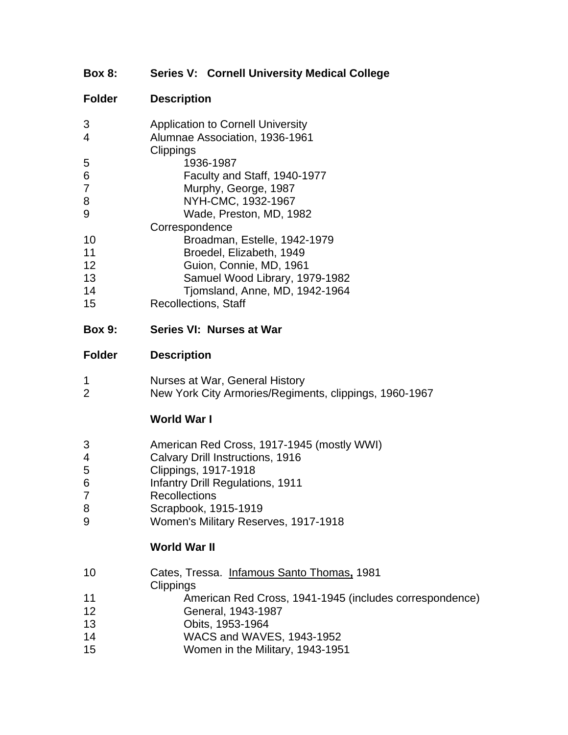**Box 8: Series V: Cornell University Medical College**

| Folder | Description |
|---|---|
| 3 | Application to Cornell University |
| 4 | Alumnae Association, 1936-1961 |
| | Clippings |
| 5 | 1936-1987 |
| 6 | Faculty and Staff, 1940-1977 |
| 7 | Murphy, George, 1987 |
| 8 | NYH-CMC, 1932-1967 |
| 9 | Wade, Preston, MD, 1982 |
| | Correspondence |
| 10 | Broadman, Estelle, 1942-1979 |
| 11 | Broedel, Elizabeth, 1949 |
| 12 | Guion, Connie, MD, 1961 |
| 13 | Samuel Wood Library, 1979-1982 |
| 14 | Tjomsland, Anne, MD, 1942-1964 |
| 15 | Recollections, Staff |

**Box 9: Series VI: Nurses at War**

| Folder | Description |
|---|---|
| 1 | Nurses at War, General History |
| 2 | New York City Armories/Regiments, clippings, 1960-1967 |
| | **World War I** |
| 3 | American Red Cross, 1917-1945 (mostly WWI) |
| 4 | Calvary Drill Instructions, 1916 |
| 5 | Clippings, 1917-1918 |
| 6 | Infantry Drill Regulations, 1911 |
| 7 | Recollections |
| 8 | Scrapbook, 1915-1919 |
| 9 | Women's Military Reserves, 1917-1918 |
| | **World War II** |
| 10 | Cates, Tressa. Infamous Santo Thomas, 1981 |
| | Clippings |
| 11 | American Red Cross, 1941-1945 (includes correspondence) |
| 12 | General, 1943-1987 |
| 13 | Obits, 1953-1964 |
| 14 | WACS and WAVES, 1943-1952 |
| 15 | Women in the Military, 1943-1951 |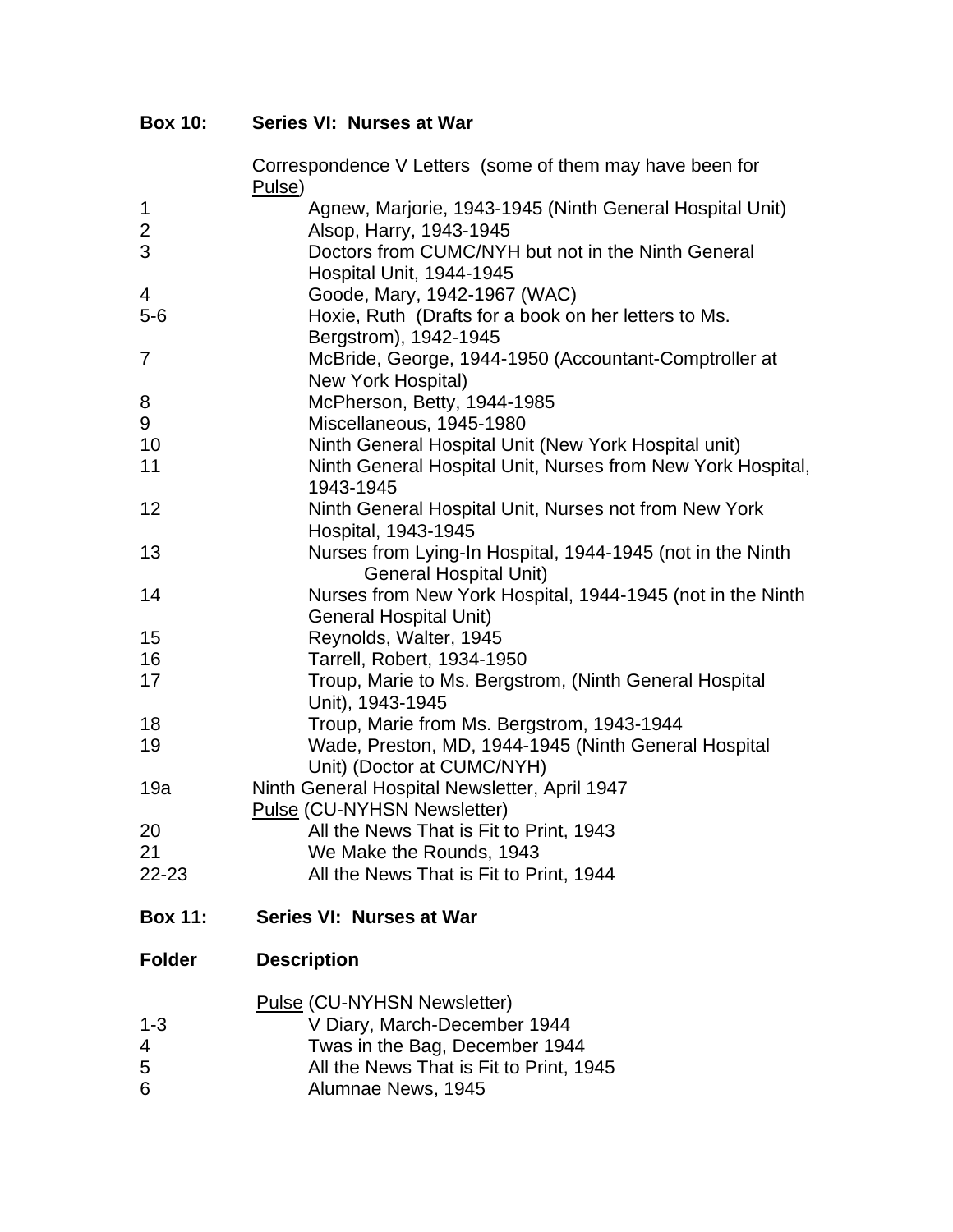**Box 10: Series VI: Nurses at War**

| Folder | Description |
|---|---|
| | Correspondence V Letters (some of them may have been for Pulse) |
| 1 | Agnew, Marjorie, 1943-1945 (Ninth General Hospital Unit) |
| 2 | Alsop, Harry, 1943-1945 |
| 3 | Doctors from CUMC/NYH but not in the Ninth General Hospital Unit, 1944-1945 |
| 4 | Goode, Mary, 1942-1967 (WAC) |
| 5-6 | Hoxie, Ruth (Drafts for a book on her letters to Ms. Bergstrom), 1942-1945 |
| 7 | McBride, George, 1944-1950 (Accountant-Comptroller at New York Hospital) |
| 8 | McPherson, Betty, 1944-1985 |
| 9 | Miscellaneous, 1945-1980 |
| 10 | Ninth General Hospital Unit (New York Hospital unit) |
| 11 | Ninth General Hospital Unit, Nurses from New York Hospital, 1943-1945 |
| 12 | Ninth General Hospital Unit, Nurses not from New York Hospital, 1943-1945 |
| 13 | Nurses from Lying-In Hospital, 1944-1945 (not in the Ninth General Hospital Unit) |
| 14 | Nurses from New York Hospital, 1944-1945 (not in the Ninth General Hospital Unit) |
| 15 | Reynolds, Walter, 1945 |
| 16 | Tarrell, Robert, 1934-1950 |
| 17 | Troup, Marie to Ms. Bergstrom, (Ninth General Hospital Unit), 1943-1945 |
| 18 | Troup, Marie from Ms. Bergstrom, 1943-1944 |
| 19 | Wade, Preston, MD, 1944-1945 (Ninth General Hospital Unit) (Doctor at CUMC/NYH) |
| 19a | Ninth General Hospital Newsletter, April 1947 |
| | Pulse (CU-NYHSN Newsletter) |
| 20 | All the News That is Fit to Print, 1943 |
| 21 | We Make the Rounds, 1943 |
| 22-23 | All the News That is Fit to Print, 1944 |

**Box 11: Series VI: Nurses at War**

| Folder | Description |
|---|---|
| | Pulse (CU-NYHSN Newsletter) |
| 1-3 | V Diary, March-December 1944 |
| 4 | Twas in the Bag, December 1944 |
| 5 | All the News That is Fit to Print, 1945 |
| 6 | Alumnae News, 1945 |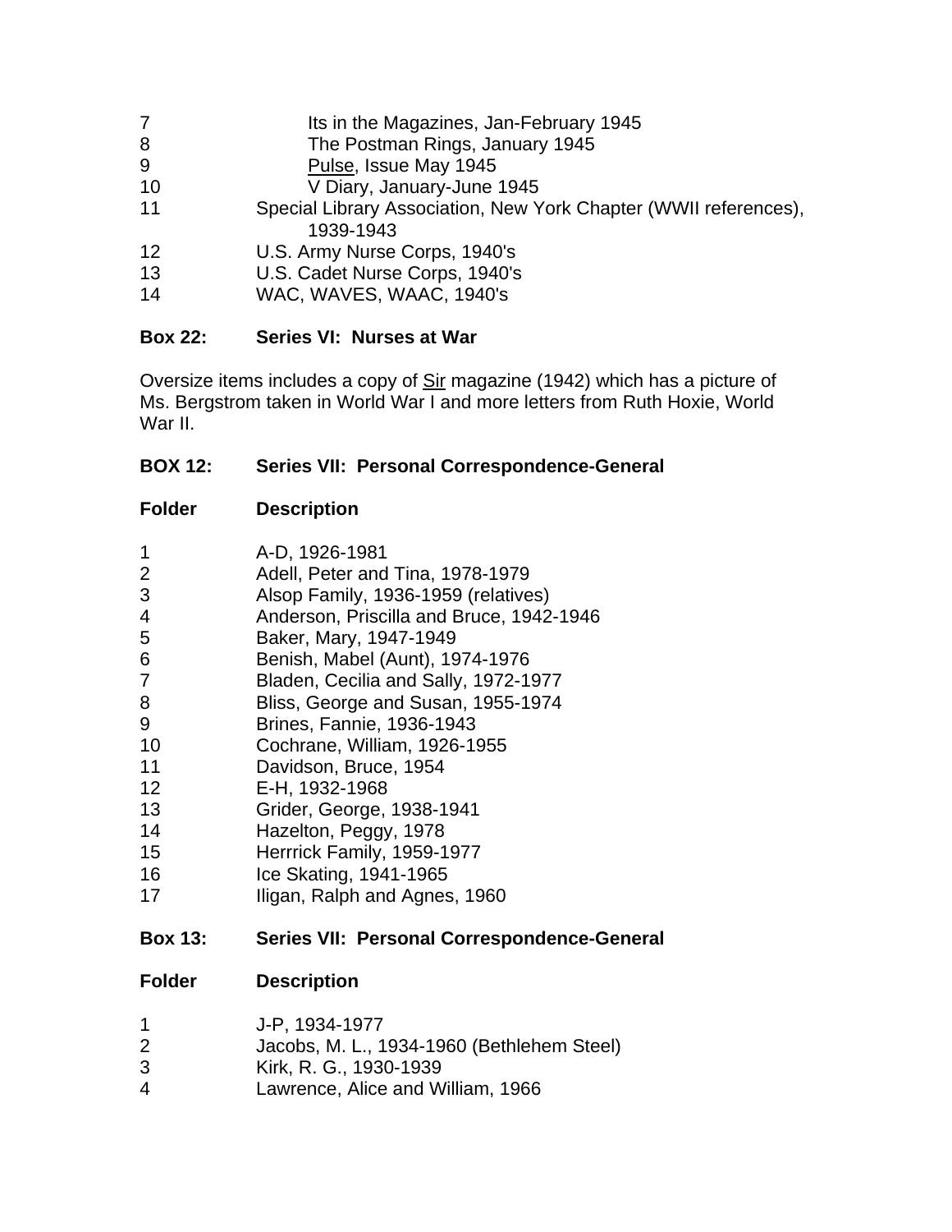| | |
|---|---|
| 7 | Its in the Magazines, Jan-February 1945 |
| 8 | The Postman Rings, January 1945 |
| 9 | Pulse, Issue May 1945 |
| 10 | V Diary, January-June 1945 |
| 11 | Special Library Association, New York Chapter (WWII references), 1939-1943 |
| 12 | U.S. Army Nurse Corps, 1940's |
| 13 | U.S. Cadet Nurse Corps, 1940's |
| 14 | WAC, WAVES, WAAC, 1940's |

**Box 22: Series VI: Nurses at War**

Oversize items includes a copy of Sir magazine (1942) which has a picture of Ms. Bergstrom taken in World War I and more letters from Ruth Hoxie, World War II.

**BOX 12: Series VII: Personal Correspondence-General**

| **Folder** | **Description** |
|---|---|
| 1 | A-D, 1926-1981 |
| 2 | Adell, Peter and Tina, 1978-1979 |
| 3 | Alsop Family, 1936-1959 (relatives) |
| 4 | Anderson, Priscilla and Bruce, 1942-1946 |
| 5 | Baker, Mary, 1947-1949 |
| 6 | Benish, Mabel (Aunt), 1974-1976 |
| 7 | Bladen, Cecilia and Sally, 1972-1977 |
| 8 | Bliss, George and Susan, 1955-1974 |
| 9 | Brines, Fannie, 1936-1943 |
| 10 | Cochrane, William, 1926-1955 |
| 11 | Davidson, Bruce, 1954 |
| 12 | E-H, 1932-1968 |
| 13 | Grider, George, 1938-1941 |
| 14 | Hazelton, Peggy, 1978 |
| 15 | Herrrick Family, 1959-1977 |
| 16 | Ice Skating, 1941-1965 |
| 17 | Iligan, Ralph and Agnes, 1960 |

**Box 13: Series VII: Personal Correspondence-General**

| **Folder** | **Description** |
|---|---|
| 1 | J-P, 1934-1977 |
| 2 | Jacobs, M. L., 1934-1960 (Bethlehem Steel) |
| 3 | Kirk, R. G., 1930-1939 |
| 4 | Lawrence, Alice and William, 1966 |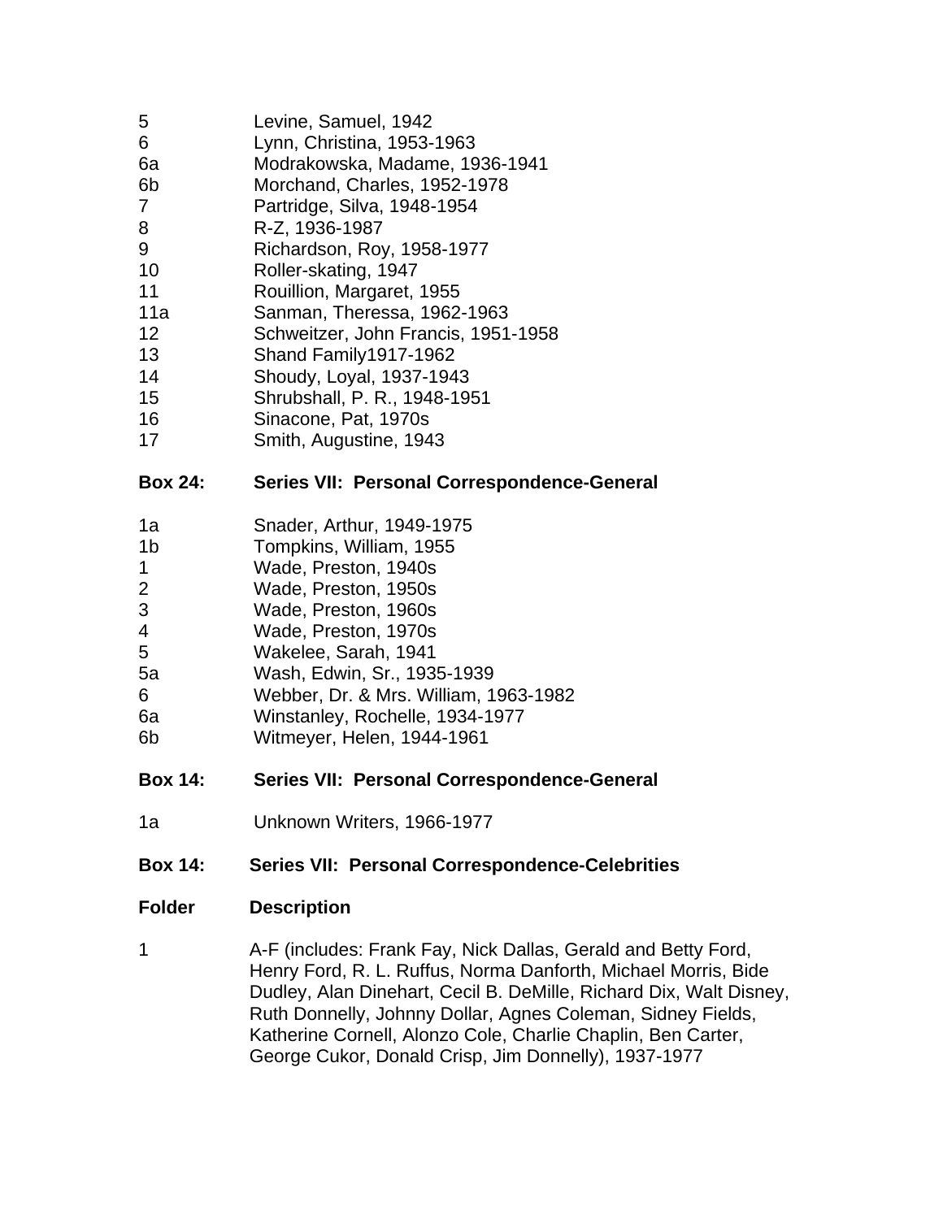| | |
|---|---|
| 5 | Levine, Samuel, 1942 |
| 6 | Lynn, Christina, 1953-1963 |
| 6a | Modrakowska, Madame, 1936-1941 |
| 6b | Morchand, Charles, 1952-1978 |
| 7 | Partridge, Silva, 1948-1954 |
| 8 | R-Z, 1936-1987 |
| 9 | Richardson, Roy, 1958-1977 |
| 10 | Roller-skating, 1947 |
| 11 | Rouillion, Margaret, 1955 |
| 11a | Sanman, Theressa, 1962-1963 |
| 12 | Schweitzer, John Francis, 1951-1958 |
| 13 | Shand Family1917-1962 |
| 14 | Shoudy, Loyal, 1937-1943 |
| 15 | Shrubshall, P. R., 1948-1951 |
| 16 | Sinacone, Pat, 1970s |
| 17 | Smith, Augustine, 1943 |

**Box 24: Series VII: Personal Correspondence-General**

| | |
|---|---|
| 1a | Snader, Arthur, 1949-1975 |
| 1b | Tompkins, William, 1955 |
| 1 | Wade, Preston, 1940s |
| 2 | Wade, Preston, 1950s |
| 3 | Wade, Preston, 1960s |
| 4 | Wade, Preston, 1970s |
| 5 | Wakelee, Sarah, 1941 |
| 5a | Wash, Edwin, Sr., 1935-1939 |
| 6 | Webber, Dr. & Mrs. William, 1963-1982 |
| 6a | Winstanley, Rochelle, 1934-1977 |
| 6b | Witmeyer, Helen, 1944-1961 |

**Box 14: Series VII: Personal Correspondence-General**

| | |
|---|---|
| 1a | Unknown Writers, 1966-1977 |

**Box 14: Series VII: Personal Correspondence-Celebrities**

| **Folder** | **Description** |
|---|---|
| 1 | A-F (includes: Frank Fay, Nick Dallas, Gerald and Betty Ford, Henry Ford, R. L. Ruffus, Norma Danforth, Michael Morris, Bide Dudley, Alan Dinehart, Cecil B. DeMille, Richard Dix, Walt Disney, Ruth Donnelly, Johnny Dollar, Agnes Coleman, Sidney Fields, Katherine Cornell, Alonzo Cole, Charlie Chaplin, Ben Carter, George Cukor, Donald Crisp, Jim Donnelly), 1937-1977 |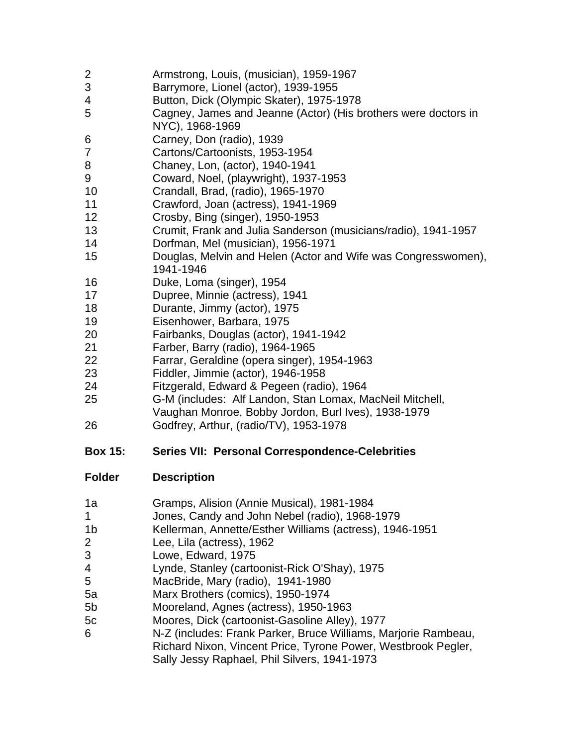| | |
|---|---|
| 2 | Armstrong, Louis, (musician), 1959-1967 |
| 3 | Barrymore, Lionel (actor), 1939-1955 |
| 4 | Button, Dick (Olympic Skater), 1975-1978 |
| 5 | Cagney, James and Jeanne (Actor) (His brothers were doctors in NYC), 1968-1969 |
| 6 | Carney, Don (radio), 1939 |
| 7 | Cartons/Cartoonists, 1953-1954 |
| 8 | Chaney, Lon, (actor), 1940-1941 |
| 9 | Coward, Noel, (playwright), 1937-1953 |
| 10 | Crandall, Brad, (radio), 1965-1970 |
| 11 | Crawford, Joan (actress), 1941-1969 |
| 12 | Crosby, Bing (singer), 1950-1953 |
| 13 | Crumit, Frank and Julia Sanderson (musicians/radio), 1941-1957 |
| 14 | Dorfman, Mel (musician), 1956-1971 |
| 15 | Douglas, Melvin and Helen (Actor and Wife was Congresswomen), 1941-1946 |
| 16 | Duke, Loma (singer), 1954 |
| 17 | Dupree, Minnie (actress), 1941 |
| 18 | Durante, Jimmy (actor), 1975 |
| 19 | Eisenhower, Barbara, 1975 |
| 20 | Fairbanks, Douglas (actor), 1941-1942 |
| 21 | Farber, Barry (radio), 1964-1965 |
| 22 | Farrar, Geraldine (opera singer), 1954-1963 |
| 23 | Fiddler, Jimmie (actor), 1946-1958 |
| 24 | Fitzgerald, Edward & Pegeen (radio), 1964 |
| 25 | G-M (includes: Alf Landon, Stan Lomax, MacNeil Mitchell, Vaughan Monroe, Bobby Jordon, Burl Ives), 1938-1979 |
| 26 | Godfrey, Arthur, (radio/TV), 1953-1978 |

**Box 15: Series VII: Personal Correspondence-Celebrities**

| **Folder** | **Description** |
|---|---|
| 1a | Gramps, Alision (Annie Musical), 1981-1984 |
| 1 | Jones, Candy and John Nebel (radio), 1968-1979 |
| 1b | Kellerman, Annette/Esther Williams (actress), 1946-1951 |
| 2 | Lee, Lila (actress), 1962 |
| 3 | Lowe, Edward, 1975 |
| 4 | Lynde, Stanley (cartoonist-Rick O'Shay), 1975 |
| 5 | MacBride, Mary (radio), 1941-1980 |
| 5a | Marx Brothers (comics), 1950-1974 |
| 5b | Mooreland, Agnes (actress), 1950-1963 |
| 5c | Moores, Dick (cartoonist-Gasoline Alley), 1977 |
| 6 | N-Z (includes: Frank Parker, Bruce Williams, Marjorie Rambeau, Richard Nixon, Vincent Price, Tyrone Power, Westbrook Pegler, Sally Jessy Raphael, Phil Silvers, 1941-1973 |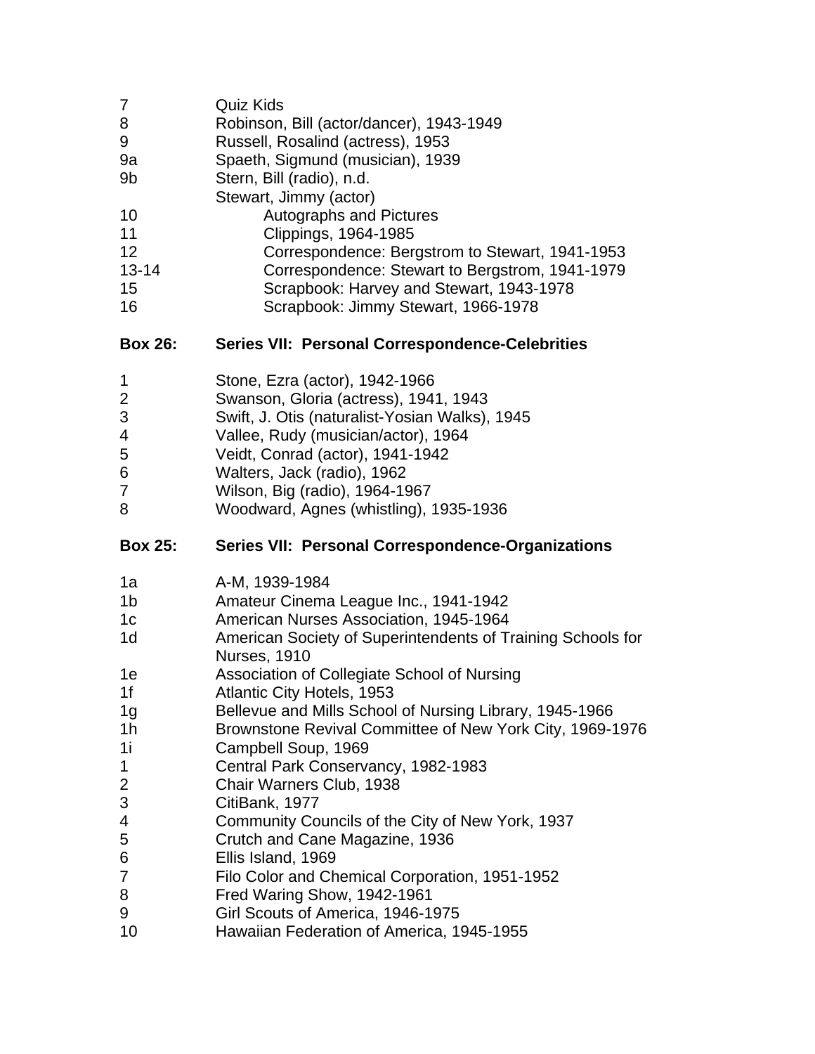| | |
|---|---|
| 7 | Quiz Kids |
| 8 | Robinson, Bill (actor/dancer), 1943-1949 |
| 9 | Russell, Rosalind (actress), 1953 |
| 9a | Spaeth, Sigmund (musician), 1939 |
| 9b | Stern, Bill (radio), n.d. |
| | Stewart, Jimmy (actor) |
| 10 | Autographs and Pictures |
| 11 | Clippings, 1964-1985 |
| 12 | Correspondence: Bergstrom to Stewart, 1941-1953 |
| 13-14 | Correspondence: Stewart to Bergstrom, 1941-1979 |
| 15 | Scrapbook: Harvey and Stewart, 1943-1978 |
| 16 | Scrapbook: Jimmy Stewart, 1966-1978 |

**Box 26: Series VII: Personal Correspondence-Celebrities**

| | |
|---|---|
| 1 | Stone, Ezra (actor), 1942-1966 |
| 2 | Swanson, Gloria (actress), 1941, 1943 |
| 3 | Swift, J. Otis (naturalist-Yosian Walks), 1945 |
| 4 | Vallee, Rudy (musician/actor), 1964 |
| 5 | Veidt, Conrad (actor), 1941-1942 |
| 6 | Walters, Jack (radio), 1962 |
| 7 | Wilson, Big (radio), 1964-1967 |
| 8 | Woodward, Agnes (whistling), 1935-1936 |

**Box 25: Series VII: Personal Correspondence-Organizations**

| | |
|---|---|
| 1a | A-M, 1939-1984 |
| 1b | Amateur Cinema League Inc., 1941-1942 |
| 1c | American Nurses Association, 1945-1964 |
| 1d | American Society of Superintendents of Training Schools for Nurses, 1910 |
| 1e | Association of Collegiate School of Nursing |
| 1f | Atlantic City Hotels, 1953 |
| 1g | Bellevue and Mills School of Nursing Library, 1945-1966 |
| 1h | Brownstone Revival Committee of New York City, 1969-1976 |
| 1i | Campbell Soup, 1969 |
| 1 | Central Park Conservancy, 1982-1983 |
| 2 | Chair Warners Club, 1938 |
| 3 | CitiBank, 1977 |
| 4 | Community Councils of the City of New York, 1937 |
| 5 | Crutch and Cane Magazine, 1936 |
| 6 | Ellis Island, 1969 |
| 7 | Filo Color and Chemical Corporation, 1951-1952 |
| 8 | Fred Waring Show, 1942-1961 |
| 9 | Girl Scouts of America, 1946-1975 |
| 10 | Hawaiian Federation of America, 1945-1955 |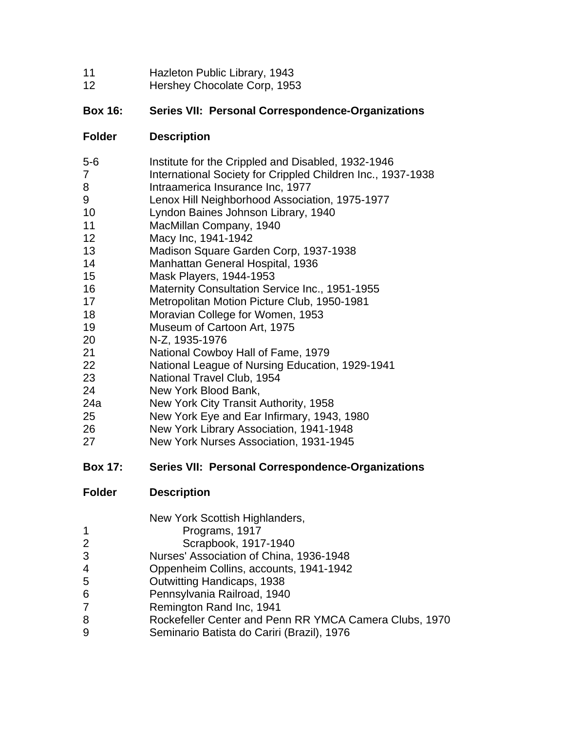| Folder | Description |
| --- | --- |
| 11 | Hazleton Public Library, 1943 |
| 12 | Hershey Chocolate Corp, 1953 |

**Box 16: Series VII: Personal Correspondence-Organizations**

| Folder | Description |
| --- | --- |
| 5-6 | Institute for the Crippled and Disabled, 1932-1946 |
| 7 | International Society for Crippled Children Inc., 1937-1938 |
| 8 | Intraamerica Insurance Inc, 1977 |
| 9 | Lenox Hill Neighborhood Association, 1975-1977 |
| 10 | Lyndon Baines Johnson Library, 1940 |
| 11 | MacMillan Company, 1940 |
| 12 | Macy Inc, 1941-1942 |
| 13 | Madison Square Garden Corp, 1937-1938 |
| 14 | Manhattan General Hospital, 1936 |
| 15 | Mask Players, 1944-1953 |
| 16 | Maternity Consultation Service Inc., 1951-1955 |
| 17 | Metropolitan Motion Picture Club, 1950-1981 |
| 18 | Moravian College for Women, 1953 |
| 19 | Museum of Cartoon Art, 1975 |
| 20 | N-Z, 1935-1976 |
| 21 | National Cowboy Hall of Fame, 1979 |
| 22 | National League of Nursing Education, 1929-1941 |
| 23 | National Travel Club, 1954 |
| 24 | New York Blood Bank, |
| 24a | New York City Transit Authority, 1958 |
| 25 | New York Eye and Ear Infirmary, 1943, 1980 |
| 26 | New York Library Association, 1941-1948 |
| 27 | New York Nurses Association, 1931-1945 |

**Box 17: Series VII: Personal Correspondence-Organizations**

| Folder | Description |
| --- | --- |
| | New York Scottish Highlanders, |
| 1 | Programs, 1917 |
| 2 | Scrapbook, 1917-1940 |
| 3 | Nurses' Association of China, 1936-1948 |
| 4 | Oppenheim Collins, accounts, 1941-1942 |
| 5 | Outwitting Handicaps, 1938 |
| 6 | Pennsylvania Railroad, 1940 |
| 7 | Remington Rand Inc, 1941 |
| 8 | Rockefeller Center and Penn RR YMCA Camera Clubs, 1970 |
| 9 | Seminario Batista do Cariri (Brazil), 1976 |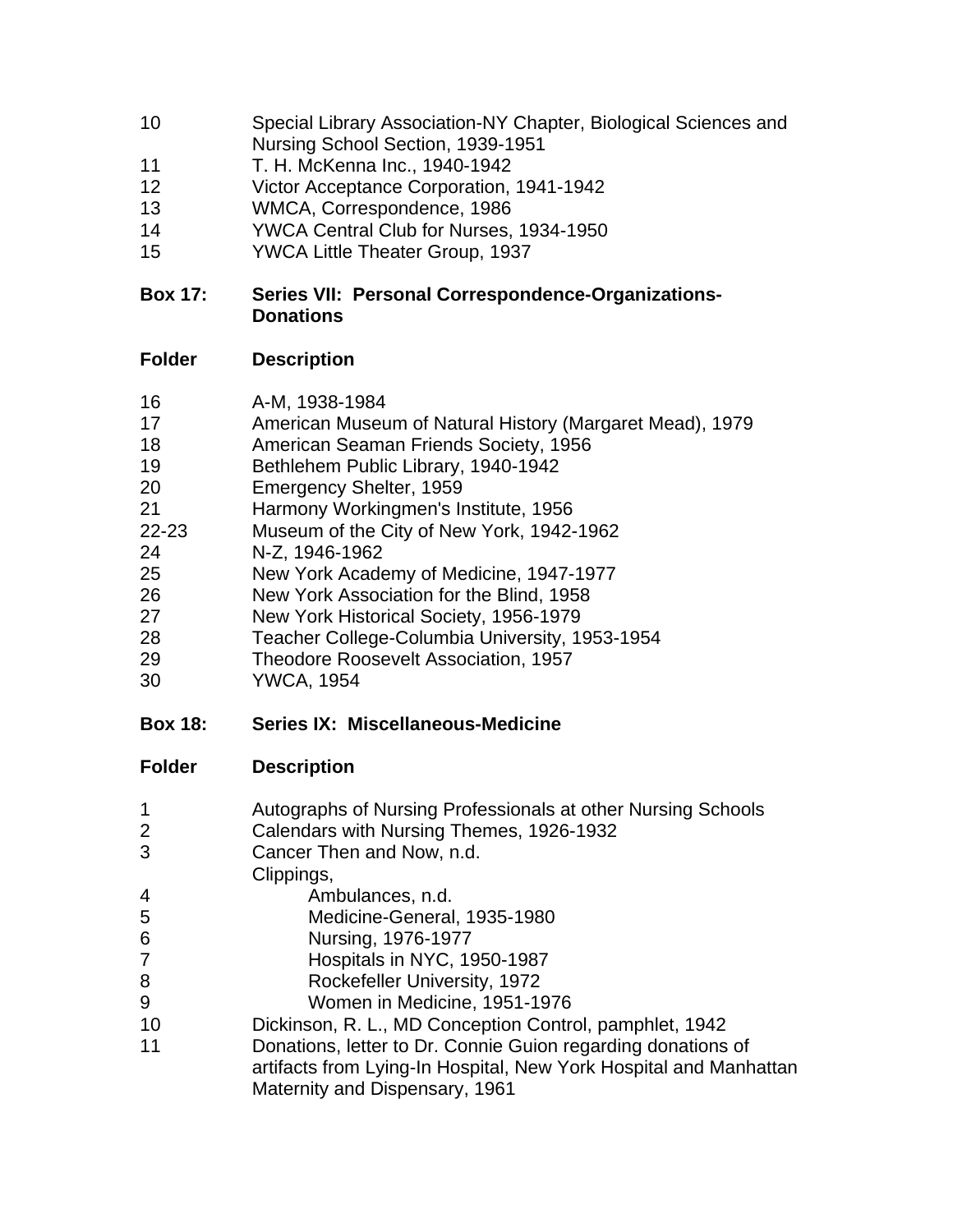| Folder | Description |
|---|---|
| 10 | Special Library Association-NY Chapter, Biological Sciences and Nursing School Section, 1939-1951 |
| 11 | T. H. McKenna Inc., 1940-1942 |
| 12 | Victor Acceptance Corporation, 1941-1942 |
| 13 | WMCA, Correspondence, 1986 |
| 14 | YWCA Central Club for Nurses, 1934-1950 |
| 15 | YWCA Little Theater Group, 1937 |

**Box 17: Series VII: Personal Correspondence-Organizations-Donations**

| Folder | Description |
|---|---|
| 16 | A-M, 1938-1984 |
| 17 | American Museum of Natural History (Margaret Mead), 1979 |
| 18 | American Seaman Friends Society, 1956 |
| 19 | Bethlehem Public Library, 1940-1942 |
| 20 | Emergency Shelter, 1959 |
| 21 | Harmony Workingmen's Institute, 1956 |
| 22-23 | Museum of the City of New York, 1942-1962 |
| 24 | N-Z, 1946-1962 |
| 25 | New York Academy of Medicine, 1947-1977 |
| 26 | New York Association for the Blind, 1958 |
| 27 | New York Historical Society, 1956-1979 |
| 28 | Teacher College-Columbia University, 1953-1954 |
| 29 | Theodore Roosevelt Association, 1957 |
| 30 | YWCA, 1954 |

**Box 18: Series IX: Miscellaneous-Medicine**

| Folder | Description |
|---|---|
| 1 | Autographs of Nursing Professionals at other Nursing Schools |
| 2 | Calendars with Nursing Themes, 1926-1932 |
| 3 | Cancer Then and Now, n.d. |
| | Clippings, |
| 4 | Ambulances, n.d. |
| 5 | Medicine-General, 1935-1980 |
| 6 | Nursing, 1976-1977 |
| 7 | Hospitals in NYC, 1950-1987 |
| 8 | Rockefeller University, 1972 |
| 9 | Women in Medicine, 1951-1976 |
| 10 | Dickinson, R. L., MD Conception Control, pamphlet, 1942 |
| 11 | Donations, letter to Dr. Connie Guion regarding donations of artifacts from Lying-In Hospital, New York Hospital and Manhattan Maternity and Dispensary, 1961 |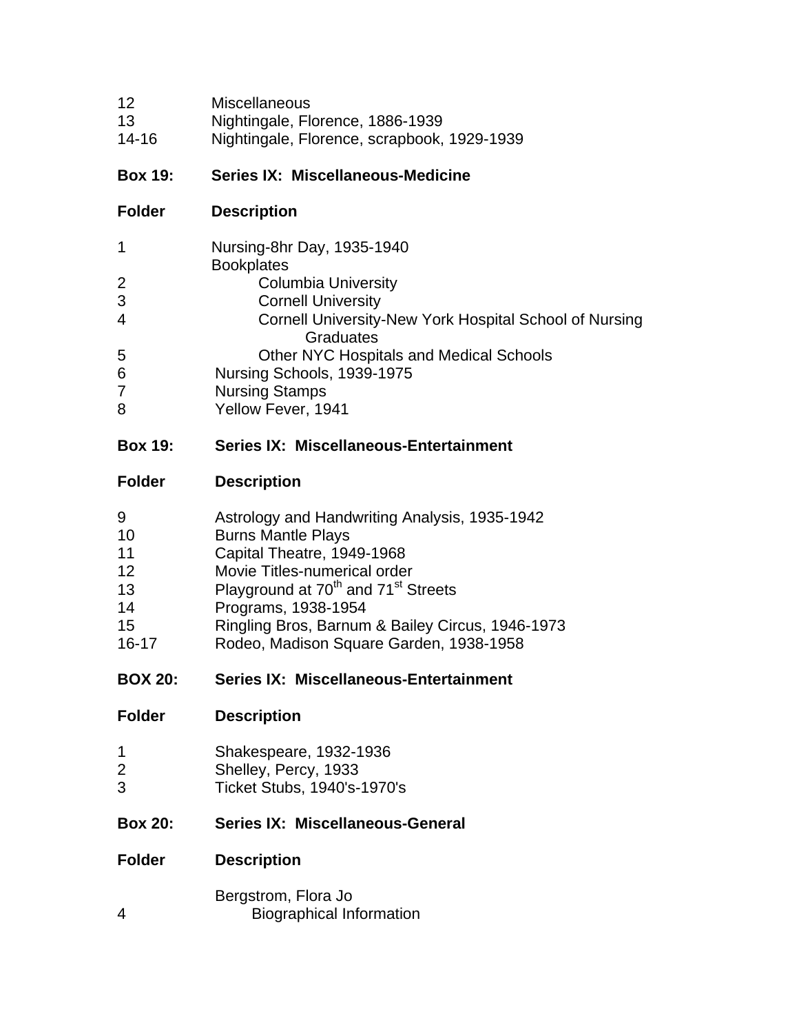| | |
|---|---|
| 12 | Miscellaneous |
| 13 | Nightingale, Florence, 1886-1939 |
| 14-16 | Nightingale, Florence, scrapbook, 1929-1939 |

**Box 19: Series IX: Miscellaneous-Medicine**

| **Folder** | **Description** |
|---|---|
| 1 | Nursing-8hr Day, 1935-1940 |
| | Bookplates |
| 2 | Columbia University |
| 3 | Cornell University |
| 4 | Cornell University-New York Hospital School of Nursing Graduates |
| 5 | Other NYC Hospitals and Medical Schools |
| 6 | Nursing Schools, 1939-1975 |
| 7 | Nursing Stamps |
| 8 | Yellow Fever, 1941 |

**Box 19: Series IX: Miscellaneous-Entertainment**

| **Folder** | **Description** |
|---|---|
| 9 | Astrology and Handwriting Analysis, 1935-1942 |
| 10 | Burns Mantle Plays |
| 11 | Capital Theatre, 1949-1968 |
| 12 | Movie Titles-numerical order |
| 13 | Playground at 70th and 71st Streets |
| 14 | Programs, 1938-1954 |
| 15 | Ringling Bros, Barnum & Bailey Circus, 1946-1973 |
| 16-17 | Rodeo, Madison Square Garden, 1938-1958 |

**BOX 20: Series IX: Miscellaneous-Entertainment**

| **Folder** | **Description** |
|---|---|
| 1 | Shakespeare, 1932-1936 |
| 2 | Shelley, Percy, 1933 |
| 3 | Ticket Stubs, 1940's-1970's |

**Box 20: Series IX: Miscellaneous-General**

| **Folder** | **Description** |
|---|---|
| | Bergstrom, Flora Jo |
| 4 | Biographical Information |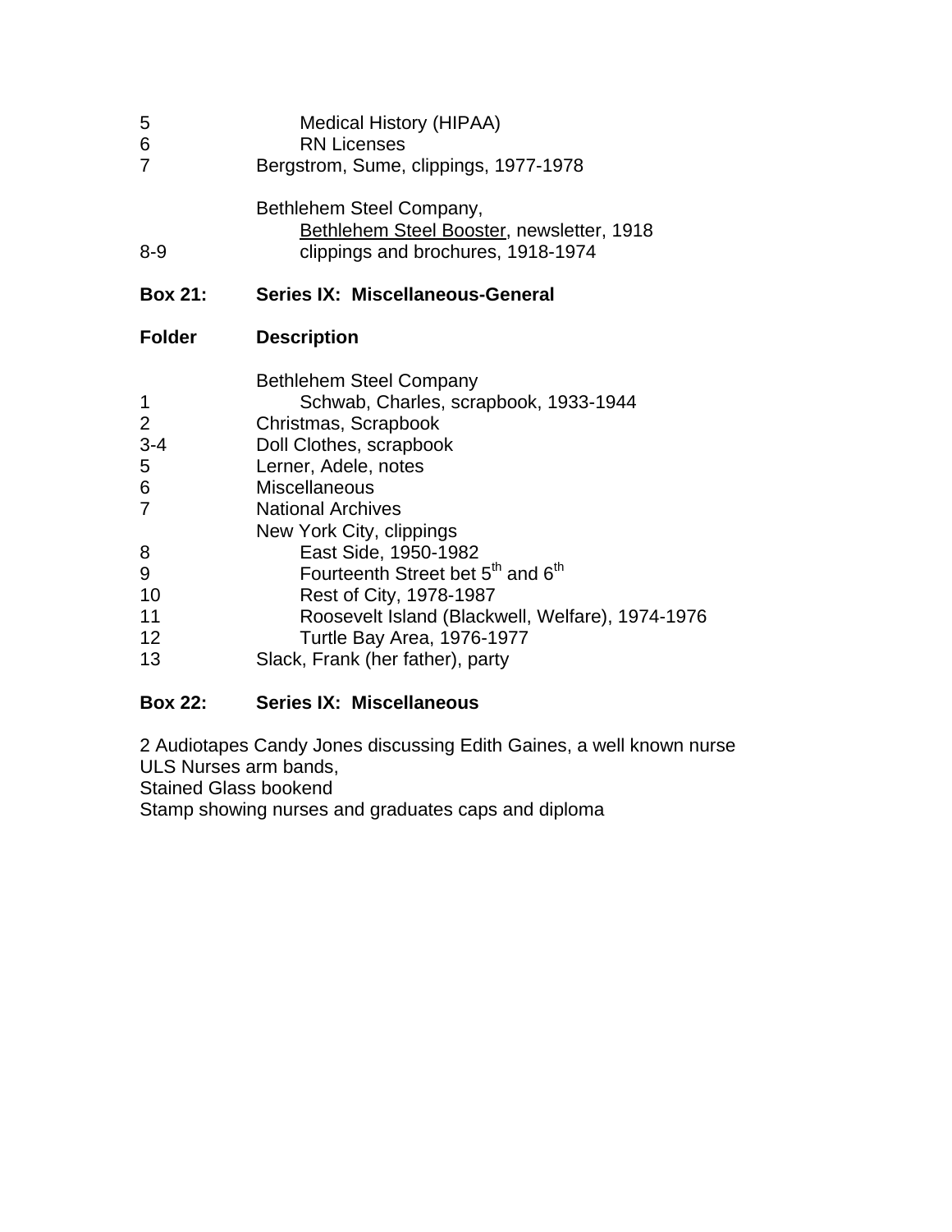| | |
|---|---|
| 5 | Medical History (HIPAA) |
| 6 | RN Licenses |
| 7 | Bergstrom, Sume, clippings, 1977-1978 |
| | Bethlehem Steel Company, |
| | Bethlehem Steel Booster, newsletter, 1918 |
| 8-9 | clippings and brochures, 1918-1974 |

**Box 21: Series IX: Miscellaneous-General**

| Folder | Description |
|---|---|
| | Bethlehem Steel Company |
| 1 | Schwab, Charles, scrapbook, 1933-1944 |
| 2 | Christmas, Scrapbook |
| 3-4 | Doll Clothes, scrapbook |
| 5 | Lerner, Adele, notes |
| 6 | Miscellaneous |
| 7 | National Archives |
| | New York City, clippings |
| 8 | East Side, 1950-1982 |
| 9 | Fourteenth Street bet 5th and 6th |
| 10 | Rest of City, 1978-1987 |
| 11 | Roosevelt Island (Blackwell, Welfare), 1974-1976 |
| 12 | Turtle Bay Area, 1976-1977 |
| 13 | Slack, Frank (her father), party |

**Box 22: Series IX: Miscellaneous**

2 Audiotapes Candy Jones discussing Edith Gaines, a well known nurse
ULS Nurses arm bands,
Stained Glass bookend
Stamp showing nurses and graduates caps and diploma